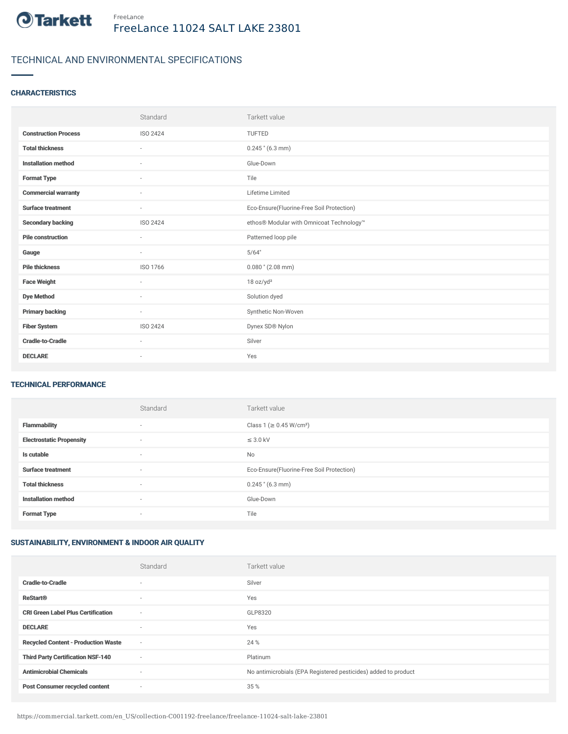Tarkett

FreeLance

# FreeLance 11024 SALT LAKE 23801

## TECHNICAL AND ENVIRONMENTAL SPECIFICATIONS

### CHARACTERISTICS

| | Standard | Tarkett value |
|---|---|---|
| **Construction Process** | ISO 2424 | TUFTED |
| **Total thickness** | - | 0.245 " (6.3 mm) |
| **Installation method** | - | Glue-Down |
| **Format Type** | - | Tile |
| **Commercial warranty** | - | Lifetime Limited |
| **Surface treatment** | - | Eco-Ensure(Fluorine-Free Soil Protection) |
| **Secondary backing** | ISO 2424 | ethos® Modular with Omnicoat Technology™ |
| **Pile construction** | - | Patterned loop pile |
| **Gauge** | - | 5/64" |
| **Pile thickness** | ISO 1766 | 0.080 " (2.08 mm) |
| **Face Weight** | - | 18 oz/yd² |
| **Dye Method** | - | Solution dyed |
| **Primary backing** | - | Synthetic Non-Woven |
| **Fiber System** | ISO 2424 | Dynex SD® Nylon |
| **Cradle-to-Cradle** | - | Silver |
| **DECLARE** | - | Yes |

### TECHNICAL PERFORMANCE

| | Standard | Tarkett value |
|---|---|---|
| **Flammability** | - | Class 1 (≥ 0.45 W/cm²) |
| **Electrostatic Propensity** | - | ≤ 3.0 kV |
| **Is cutable** | - | No |
| **Surface treatment** | - | Eco-Ensure(Fluorine-Free Soil Protection) |
| **Total thickness** | - | 0.245 " (6.3 mm) |
| **Installation method** | - | Glue-Down |
| **Format Type** | - | Tile |

### SUSTAINABILITY, ENVIRONMENT & INDOOR AIR QUALITY

| | Standard | Tarkett value |
|---|---|---|
| **Cradle-to-Cradle** | - | Silver |
| **ReStart®** | - | Yes |
| **CRI Green Label Plus Certification** | - | GLP8320 |
| **DECLARE** | - | Yes |
| **Recycled Content - Production Waste** | - | 24 % |
| **Third Party Certification NSF-140** | - | Platinum |
| **Antimicrobial Chemicals** | - | No antimicrobials (EPA Registered pesticides) added to product |
| **Post Consumer recycled content** | - | 35 % |

https://commercial.tarkett.com/en_US/collection-C001192-freelance/freelance-11024-salt-lake-23801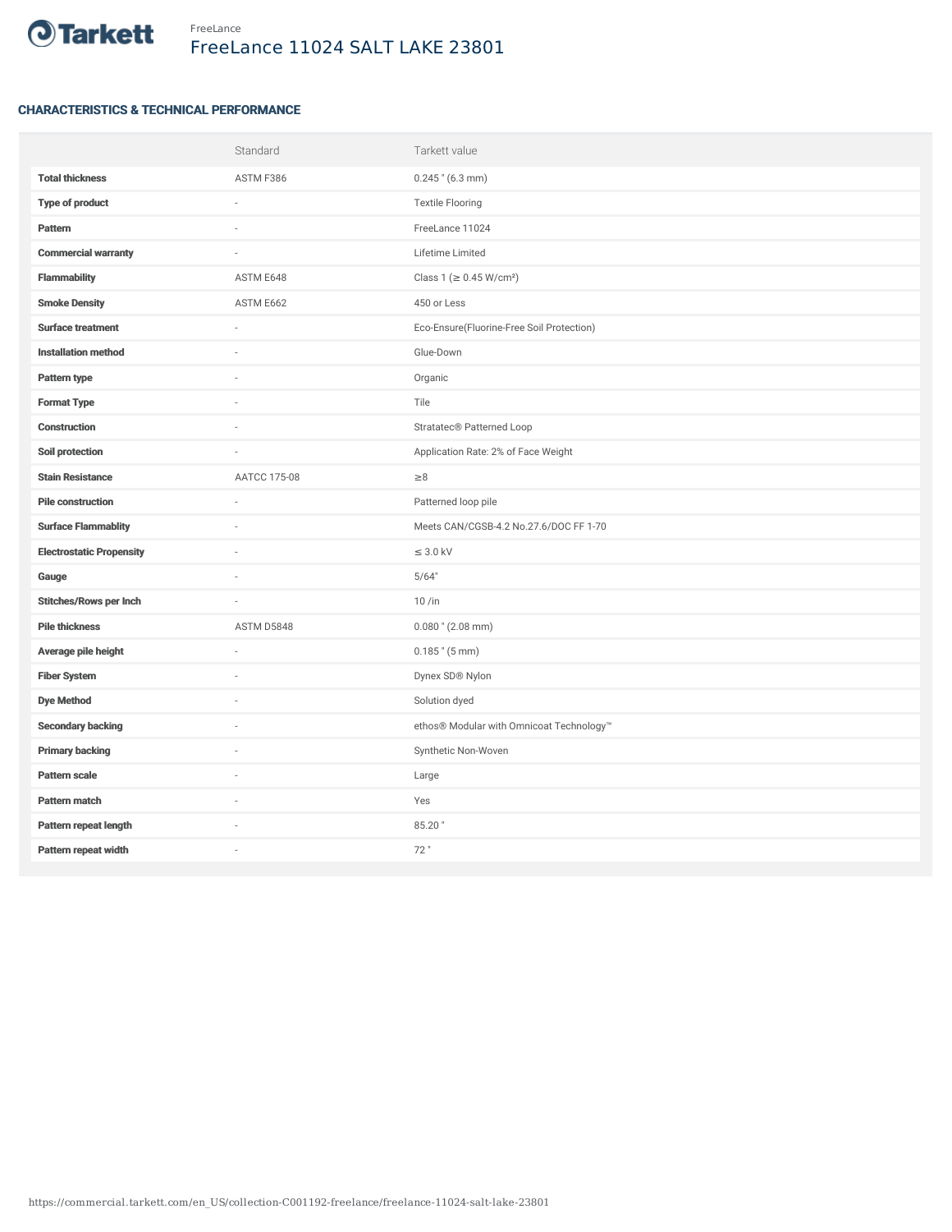FreeLance

# FreeLance 11024 SALT LAKE 23801

## CHARACTERISTICS & TECHNICAL PERFORMANCE

| | Standard | Tarkett value |
|---|---|---|
| **Total thickness** | ASTM F386 | 0.245 " (6.3 mm) |
| **Type of product** | - | Textile Flooring |
| **Pattern** | - | FreeLance 11024 |
| **Commercial warranty** | - | Lifetime Limited |
| **Flammability** | ASTM E648 | Class 1 (≥ 0.45 W/cm²) |
| **Smoke Density** | ASTM E662 | 450 or Less |
| **Surface treatment** | - | Eco-Ensure(Fluorine-Free Soil Protection) |
| **Installation method** | - | Glue-Down |
| **Pattern type** | - | Organic |
| **Format Type** | - | Tile |
| **Construction** | - | Stratatec® Patterned Loop |
| **Soil protection** | - | Application Rate: 2% of Face Weight |
| **Stain Resistance** | AATCC 175-08 | ≥8 |
| **Pile construction** | - | Patterned loop pile |
| **Surface Flammablity** | - | Meets CAN/CGSB-4.2 No.27.6/DOC FF 1-70 |
| **Electrostatic Propensity** | - | ≤ 3.0 kV |
| **Gauge** | - | 5/64" |
| **Stitches/Rows per Inch** | - | 10 /in |
| **Pile thickness** | ASTM D5848 | 0.080 " (2.08 mm) |
| **Average pile height** | - | 0.185 " (5 mm) |
| **Fiber System** | - | Dynex SD® Nylon |
| **Dye Method** | - | Solution dyed |
| **Secondary backing** | - | ethos® Modular with Omnicoat Technology™ |
| **Primary backing** | - | Synthetic Non-Woven |
| **Pattern scale** | - | Large |
| **Pattern match** | - | Yes |
| **Pattern repeat length** | - | 85.20 " |
| **Pattern repeat width** | - | 72 " |

https://commercial.tarkett.com/en_US/collection-C001192-freelance/freelance-11024-salt-lake-23801